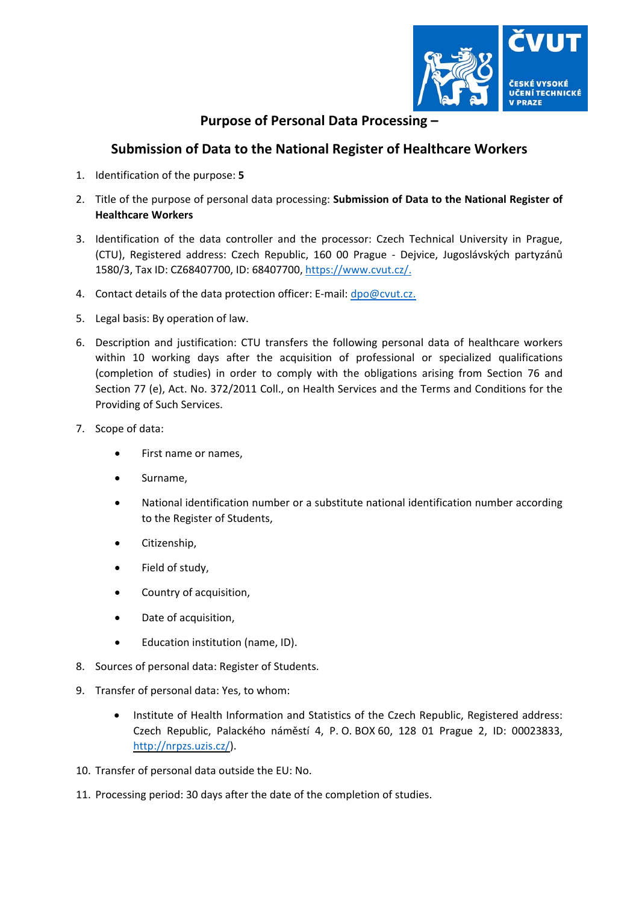# Purpose of Personal Data Processing –

## Submission of Data to the National Register of Healthcare Workers

1. Identification of the purpose: **5**
2. Title of the purpose of personal data processing: **Submission of Data to the National Register of Healthcare Workers**
3. Identification of the data controller and the processor: Czech Technical University in Prague, (CTU), Registered address: Czech Republic, 160 00 Prague - Dejvice, Jugoslávských partyzánů 1580/3, Tax ID: CZ68407700, ID: 68407700, https://www.cvut.cz/.
4. Contact details of the data protection officer: E-mail: dpo@cvut.cz.
5. Legal basis: By operation of law.
6. Description and justification: CTU transfers the following personal data of healthcare workers within 10 working days after the acquisition of professional or specialized qualifications (completion of studies) in order to comply with the obligations arising from Section 76 and Section 77 (e), Act. No. 372/2011 Coll., on Health Services and the Terms and Conditions for the Providing of Such Services.
7. Scope of data:
   - First name or names,
   - Surname,
   - National identification number or a substitute national identification number according to the Register of Students,
   - Citizenship,
   - Field of study,
   - Country of acquisition,
   - Date of acquisition,
   - Education institution (name, ID).
8. Sources of personal data: Register of Students.
9. Transfer of personal data: Yes, to whom:
   - Institute of Health Information and Statistics of the Czech Republic, Registered address: Czech Republic, Palackého náměstí 4, P. O. BOX 60, 128 01 Prague 2, ID: 00023833, http://nrpzs.uzis.cz/).
10. Transfer of personal data outside the EU: No.
11. Processing period: 30 days after the date of the completion of studies.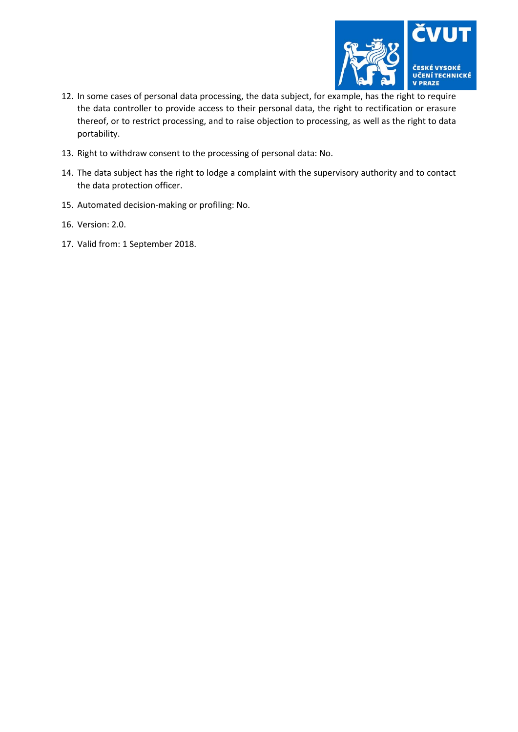12. In some cases of personal data processing, the data subject, for example, has the right to require the data controller to provide access to their personal data, the right to rectification or erasure thereof, or to restrict processing, and to raise objection to processing, as well as the right to data portability.
13. Right to withdraw consent to the processing of personal data: No.
14. The data subject has the right to lodge a complaint with the supervisory authority and to contact the data protection officer.
15. Automated decision-making or profiling: No.
16. Version: 2.0.
17. Valid from: 1 September 2018.